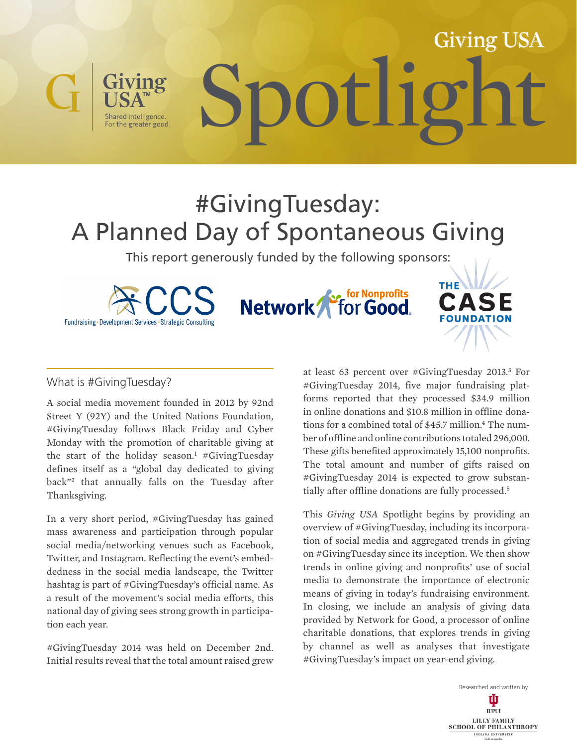# Giving USA Spotlight

Giving USA™
Shared intelligence. For the greater good.

## #GivingTuesday: A Planned Day of Spontaneous Giving

This report generously funded by the following sponsors:

CCS — Fundraising • Development Services • Strategic Consulting
Network for Good. for Nonprofits
The Case Foundation

### What is #GivingTuesday?

A social media movement founded in 2012 by 92nd Street Y (92Y) and the United Nations Foundation, #GivingTuesday follows Black Friday and Cyber Monday with the promotion of charitable giving at the start of the holiday season.[1] #GivingTuesday defines itself as a "global day dedicated to giving back"[2] that annually falls on the Tuesday after Thanksgiving.

In a very short period, #GivingTuesday has gained mass awareness and participation through popular social media/networking venues such as Facebook, Twitter, and Instagram. Reflecting the event's embeddedness in the social media landscape, the Twitter hashtag is part of #GivingTuesday's official name. As a result of the movement's social media efforts, this national day of giving sees strong growth in participation each year.

#GivingTuesday 2014 was held on December 2nd. Initial results reveal that the total amount raised grew at least 63 percent over #GivingTuesday 2013.[3] For #GivingTuesday 2014, five major fundraising platforms reported that they processed $34.9 million in online donations and $10.8 million in offline donations for a combined total of $45.7 million.[4] The number of offline and online contributions totaled 296,000. These gifts benefited approximately 15,100 nonprofits. The total amount and number of gifts raised on #GivingTuesday 2014 is expected to grow substantially after offline donations are fully processed.[5]

This *Giving USA* Spotlight begins by providing an overview of #GivingTuesday, including its incorporation of social media and aggregated trends in giving on #GivingTuesday since its inception. We then show trends in online giving and nonprofits' use of social media to demonstrate the importance of electronic means of giving in today's fundraising environment. In closing, we include an analysis of giving data provided by Network for Good, a processor of online charitable donations, that explores trends in giving by channel as well as analyses that investigate #GivingTuesday's impact on year-end giving.

Researched and written by
IUPUI
LILLY FAMILY SCHOOL OF PHILANTHROPY
INDIANA UNIVERSITY
Indianapolis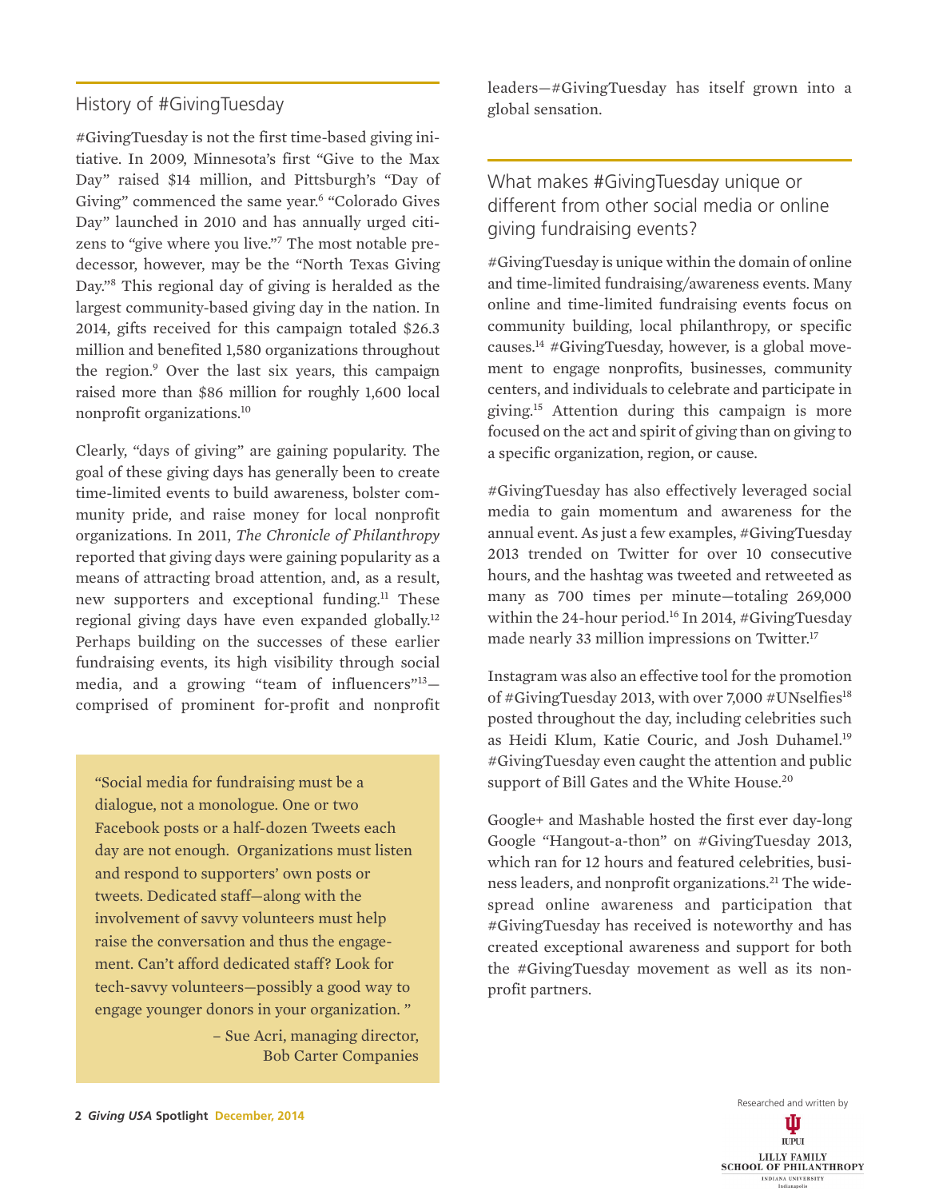## History of #GivingTuesday

#GivingTuesday is not the first time-based giving initiative. In 2009, Minnesota's first "Give to the Max Day" raised $14 million, and Pittsburgh's "Day of Giving" commenced the same year.[6] "Colorado Gives Day" launched in 2010 and has annually urged citizens to "give where you live."[7] The most notable predecessor, however, may be the "North Texas Giving Day."[8] This regional day of giving is heralded as the largest community-based giving day in the nation. In 2014, gifts received for this campaign totaled $26.3 million and benefited 1,580 organizations throughout the region.[9] Over the last six years, this campaign raised more than $86 million for roughly 1,600 local nonprofit organizations.[10]

Clearly, "days of giving" are gaining popularity. The goal of these giving days has generally been to create time-limited events to build awareness, bolster community pride, and raise money for local nonprofit organizations. In 2011, *The Chronicle of Philanthropy* reported that giving days were gaining popularity as a means of attracting broad attention, and, as a result, new supporters and exceptional funding.[11] These regional giving days have even expanded globally.[12] Perhaps building on the successes of these earlier fundraising events, its high visibility through social media, and a growing "team of influencers"[13]—comprised of prominent for-profit and nonprofit leaders—#GivingTuesday has itself grown into a global sensation.

> "Social media for fundraising must be a dialogue, not a monologue. One or two Facebook posts or a half-dozen Tweets each day are not enough. Organizations must listen and respond to supporters' own posts or tweets. Dedicated staff—along with the involvement of savvy volunteers must help raise the conversation and thus the engagement. Can't afford dedicated staff? Look for tech-savvy volunteers—possibly a good way to engage younger donors in your organization."
>
> – Sue Acri, managing director, Bob Carter Companies

## What makes #GivingTuesday unique or different from other social media or online giving fundraising events?

#GivingTuesday is unique within the domain of online and time-limited fundraising/awareness events. Many online and time-limited fundraising events focus on community building, local philanthropy, or specific causes.[14] #GivingTuesday, however, is a global movement to engage nonprofits, businesses, community centers, and individuals to celebrate and participate in giving.[15] Attention during this campaign is more focused on the act and spirit of giving than on giving to a specific organization, region, or cause.

#GivingTuesday has also effectively leveraged social media to gain momentum and awareness for the annual event. As just a few examples, #GivingTuesday 2013 trended on Twitter for over 10 consecutive hours, and the hashtag was tweeted and retweeted as many as 700 times per minute—totaling 269,000 within the 24-hour period.[16] In 2014, #GivingTuesday made nearly 33 million impressions on Twitter.[17]

Instagram was also an effective tool for the promotion of #GivingTuesday 2013, with over 7,000 #UNselfies[18] posted throughout the day, including celebrities such as Heidi Klum, Katie Couric, and Josh Duhamel.[19] #GivingTuesday even caught the attention and public support of Bill Gates and the White House.[20]

Google+ and Mashable hosted the first ever day-long Google "Hangout-a-thon" on #GivingTuesday 2013, which ran for 12 hours and featured celebrities, business leaders, and nonprofit organizations.[21] The widespread online awareness and participation that #GivingTuesday has received is noteworthy and has created exceptional awareness and support for both the #GivingTuesday movement as well as its nonprofit partners.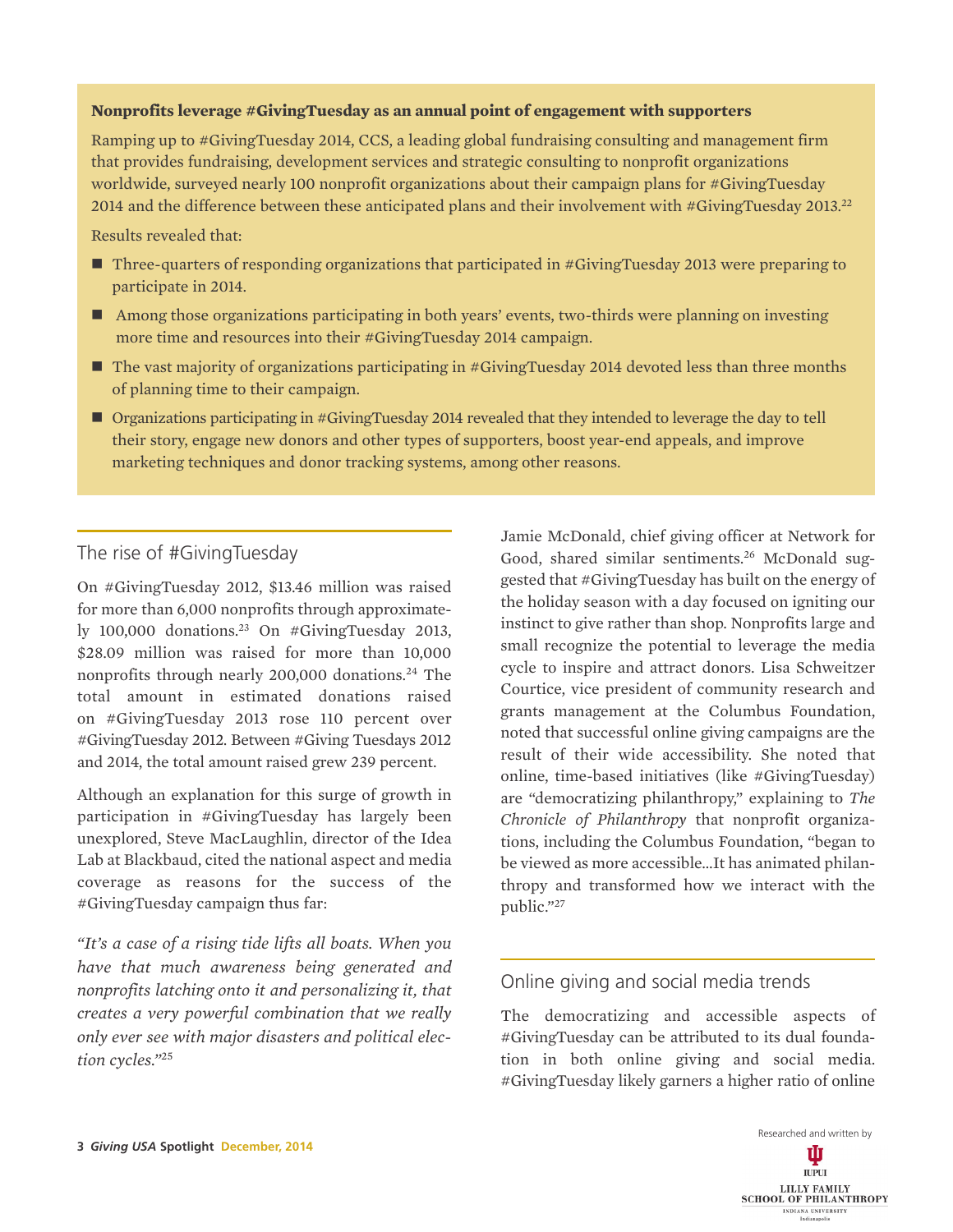**Nonprofits leverage #GivingTuesday as an annual point of engagement with supporters**

Ramping up to #GivingTuesday 2014, CCS, a leading global fundraising consulting and management firm that provides fundraising, development services and strategic consulting to nonprofit organizations worldwide, surveyed nearly 100 nonprofit organizations about their campaign plans for #GivingTuesday 2014 and the difference between these anticipated plans and their involvement with #GivingTuesday 2013.[22]

Results revealed that:

- Three-quarters of responding organizations that participated in #GivingTuesday 2013 were preparing to participate in 2014.
- Among those organizations participating in both years' events, two-thirds were planning on investing more time and resources into their #GivingTuesday 2014 campaign.
- The vast majority of organizations participating in #GivingTuesday 2014 devoted less than three months of planning time to their campaign.
- Organizations participating in #GivingTuesday 2014 revealed that they intended to leverage the day to tell their story, engage new donors and other types of supporters, boost year-end appeals, and improve marketing techniques and donor tracking systems, among other reasons.

## The rise of #GivingTuesday

On #GivingTuesday 2012, $13.46 million was raised for more than 6,000 nonprofits through approximately 100,000 donations.[23] On #GivingTuesday 2013, $28.09 million was raised for more than 10,000 nonprofits through nearly 200,000 donations.[24] The total amount in estimated donations raised on #GivingTuesday 2013 rose 110 percent over #GivingTuesday 2012. Between #Giving Tuesdays 2012 and 2014, the total amount raised grew 239 percent.

Although an explanation for this surge of growth in participation in #GivingTuesday has largely been unexplored, Steve MacLaughlin, director of the Idea Lab at Blackbaud, cited the national aspect and media coverage as reasons for the success of the #GivingTuesday campaign thus far:

*"It's a case of a rising tide lifts all boats. When you have that much awareness being generated and nonprofits latching onto it and personalizing it, that creates a very powerful combination that we really only ever see with major disasters and political election cycles."*[25]

Jamie McDonald, chief giving officer at Network for Good, shared similar sentiments.[26] McDonald suggested that #GivingTuesday has built on the energy of the holiday season with a day focused on igniting our instinct to give rather than shop. Nonprofits large and small recognize the potential to leverage the media cycle to inspire and attract donors. Lisa Schweitzer Courtice, vice president of community research and grants management at the Columbus Foundation, noted that successful online giving campaigns are the result of their wide accessibility. She noted that online, time-based initiatives (like #GivingTuesday) are "democratizing philanthropy," explaining to *The Chronicle of Philanthropy* that nonprofit organizations, including the Columbus Foundation, "began to be viewed as more accessible…It has animated philanthropy and transformed how we interact with the public."[27]

## Online giving and social media trends

The democratizing and accessible aspects of #GivingTuesday can be attributed to its dual foundation in both online giving and social media. #GivingTuesday likely garners a higher ratio of online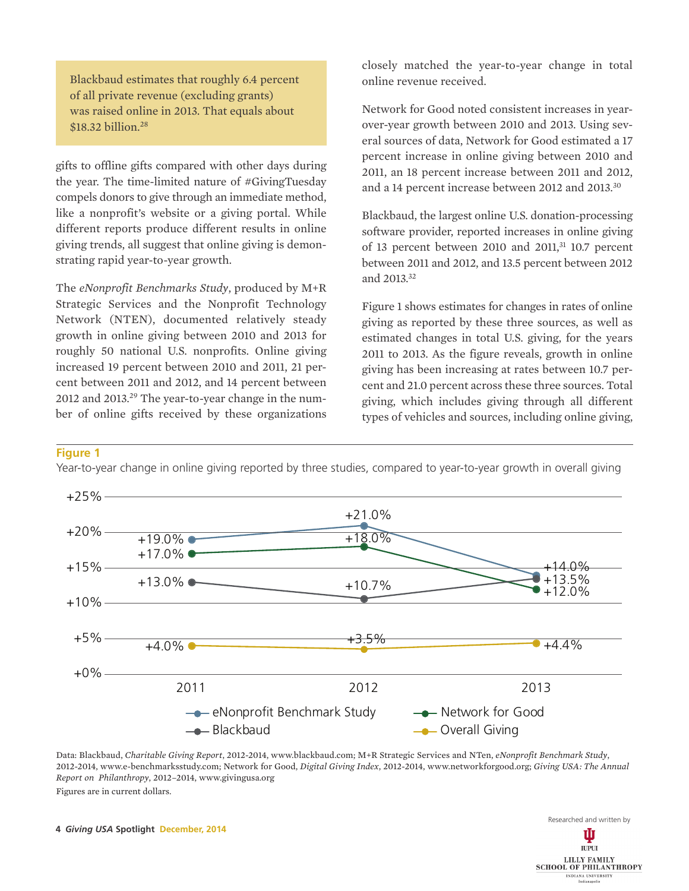> Blackbaud estimates that roughly 6.4 percent of all private revenue (excluding grants) was raised online in 2013. That equals about $18.32 billion.[28]

gifts to offline gifts compared with other days during the year. The time-limited nature of #GivingTuesday compels donors to give through an immediate method, like a nonprofit's website or a giving portal. While different reports produce different results in online giving trends, all suggest that online giving is demonstrating rapid year-to-year growth.

The *eNonprofit Benchmarks Study*, produced by M+R Strategic Services and the Nonprofit Technology Network (NTEN), documented relatively steady growth in online giving between 2010 and 2013 for roughly 50 national U.S. nonprofits. Online giving increased 19 percent between 2010 and 2011, 21 percent between 2011 and 2012, and 14 percent between 2012 and 2013.[29] The year-to-year change in the number of online gifts received by these organizations closely matched the year-to-year change in total online revenue received.

Network for Good noted consistent increases in year-over-year growth between 2010 and 2013. Using several sources of data, Network for Good estimated a 17 percent increase in online giving between 2010 and 2011, an 18 percent increase between 2011 and 2012, and a 14 percent increase between 2012 and 2013.[30]

Blackbaud, the largest online U.S. donation-processing software provider, reported increases in online giving of 13 percent between 2010 and 2011,[31] 10.7 percent between 2011 and 2012, and 13.5 percent between 2012 and 2013.[32]

Figure 1 shows estimates for changes in rates of online giving as reported by these three sources, as well as estimated changes in total U.S. giving, for the years 2011 to 2013. As the figure reveals, growth in online giving has been increasing at rates between 10.7 percent and 21.0 percent across these three sources. Total giving, which includes giving through all different types of vehicles and sources, including online giving,

**Figure 1**

Year-to-year change in online giving reported by three studies, compared to year-to-year growth in overall giving

| | 2011 | 2012 | 2013 |
|---|---|---|---|
| eNonprofit Benchmark Study | +19.0% | +21.0% | +14.0% |
| Network for Good | +17.0% | +18.0% | +12.0% |
| Blackbaud | +13.0% | +10.7% | +13.5% |
| Overall Giving | +4.0% | +3.5% | +4.4% |

Data: Blackbaud, *Charitable Giving Report*, 2012-2014, www.blackbaud.com; M+R Strategic Services and NTen, *eNonprofit Benchmark Study*, 2012-2014, www.e-benchmarksstudy.com; Network for Good, *Digital Giving Index*, 2012-2014, www.networkforgood.org; *Giving USA: The Annual Report on Philanthropy*, 2012–2014, www.givingusa.org

Figures are in current dollars.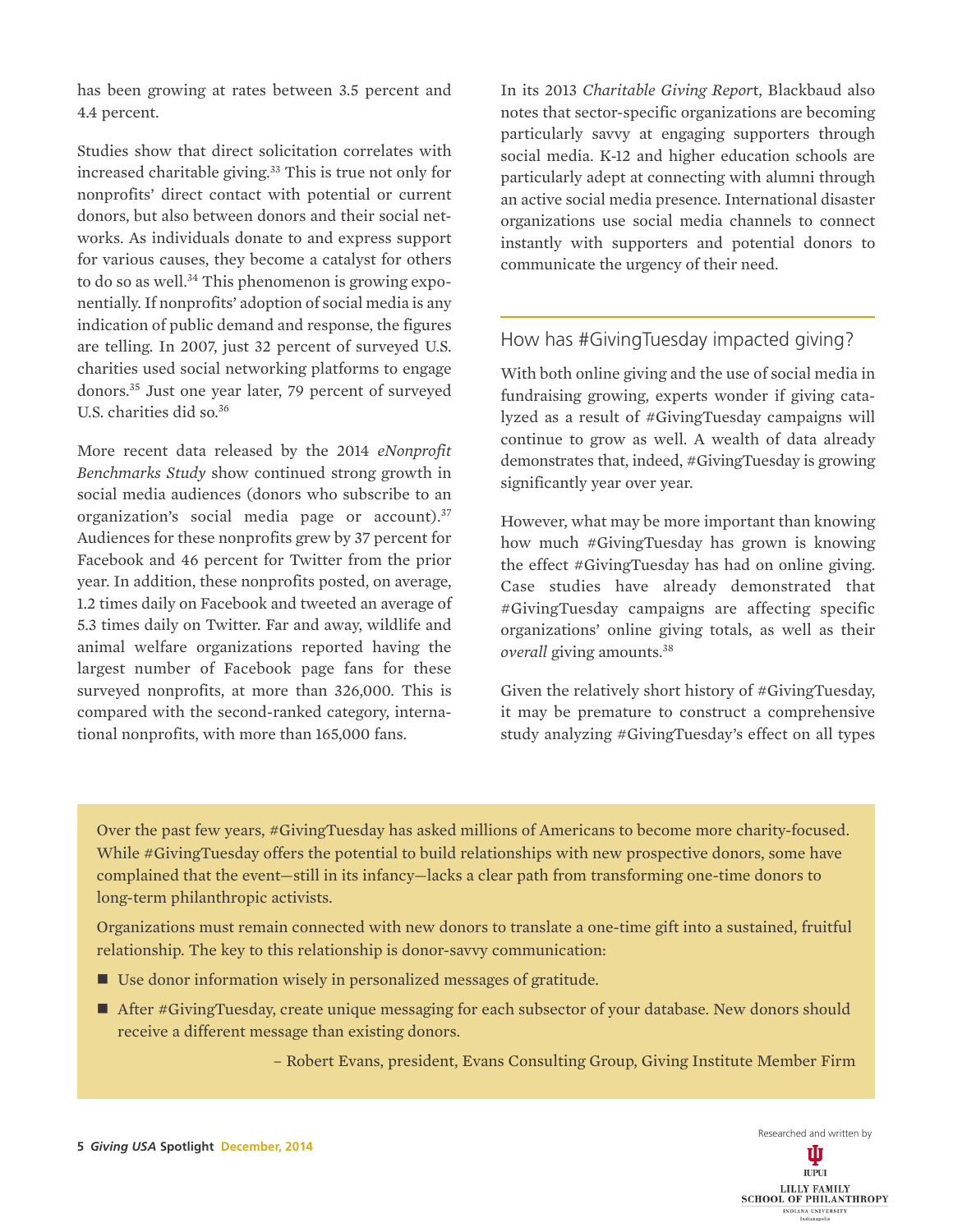has been growing at rates between 3.5 percent and 4.4 percent.

Studies show that direct solicitation correlates with increased charitable giving.[33] This is true not only for nonprofits' direct contact with potential or current donors, but also between donors and their social networks. As individuals donate to and express support for various causes, they become a catalyst for others to do so as well.[34] This phenomenon is growing exponentially. If nonprofits' adoption of social media is any indication of public demand and response, the figures are telling. In 2007, just 32 percent of surveyed U.S. charities used social networking platforms to engage donors.[35] Just one year later, 79 percent of surveyed U.S. charities did so.[36]

More recent data released by the 2014 *eNonprofit Benchmarks Study* show continued strong growth in social media audiences (donors who subscribe to an organization's social media page or account).[37] Audiences for these nonprofits grew by 37 percent for Facebook and 46 percent for Twitter from the prior year. In addition, these nonprofits posted, on average, 1.2 times daily on Facebook and tweeted an average of 5.3 times daily on Twitter. Far and away, wildlife and animal welfare organizations reported having the largest number of Facebook page fans for these surveyed nonprofits, at more than 326,000. This is compared with the second-ranked category, international nonprofits, with more than 165,000 fans.

In its 2013 *Charitable Giving Report*, Blackbaud also notes that sector-specific organizations are becoming particularly savvy at engaging supporters through social media. K-12 and higher education schools are particularly adept at connecting with alumni through an active social media presence. International disaster organizations use social media channels to connect instantly with supporters and potential donors to communicate the urgency of their need.

## How has #GivingTuesday impacted giving?

With both online giving and the use of social media in fundraising growing, experts wonder if giving catalyzed as a result of #GivingTuesday campaigns will continue to grow as well. A wealth of data already demonstrates that, indeed, #GivingTuesday is growing significantly year over year.

However, what may be more important than knowing how much #GivingTuesday has grown is knowing the effect #GivingTuesday has had on online giving. Case studies have already demonstrated that #GivingTuesday campaigns are affecting specific organizations' online giving totals, as well as their *overall* giving amounts.[38]

Given the relatively short history of #GivingTuesday, it may be premature to construct a comprehensive study analyzing #GivingTuesday's effect on all types

> Over the past few years, #GivingTuesday has asked millions of Americans to become more charity-focused. While #GivingTuesday offers the potential to build relationships with new prospective donors, some have complained that the event—still in its infancy—lacks a clear path from transforming one-time donors to long-term philanthropic activists.
>
> Organizations must remain connected with new donors to translate a one-time gift into a sustained, fruitful relationship. The key to this relationship is donor-savvy communication:
>
> - Use donor information wisely in personalized messages of gratitude.
> - After #GivingTuesday, create unique messaging for each subsector of your database. New donors should receive a different message than existing donors.
>
> – Robert Evans, president, Evans Consulting Group, Giving Institute Member Firm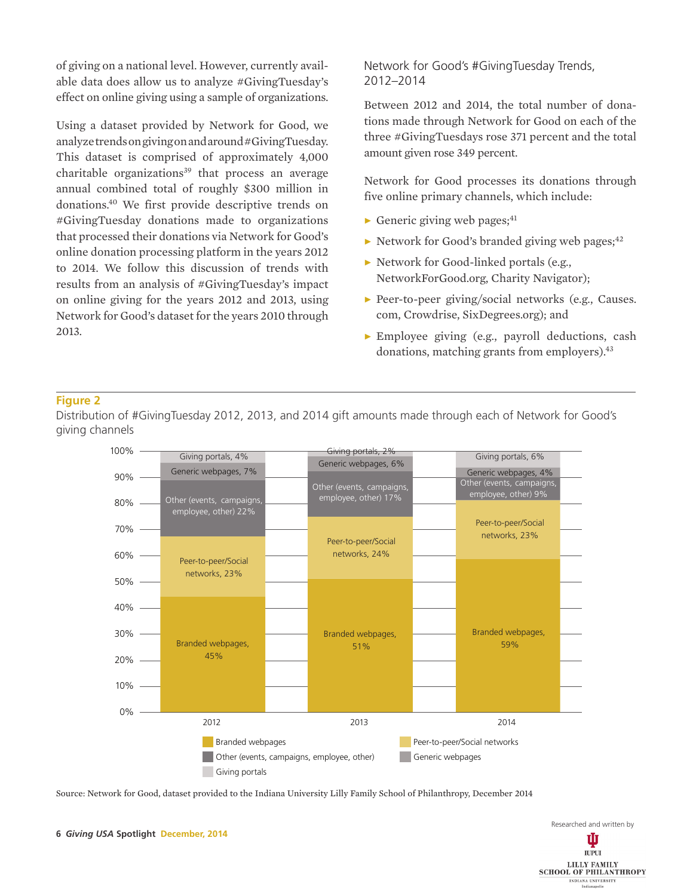of giving on a national level. However, currently available data does allow us to analyze #GivingTuesday's effect on online giving using a sample of organizations.

Using a dataset provided by Network for Good, we analyze trends on giving on and around #GivingTuesday. This dataset is comprised of approximately 4,000 charitable organizations[39] that process an average annual combined total of roughly $300 million in donations.[40] We first provide descriptive trends on #GivingTuesday donations made to organizations that processed their donations via Network for Good's online donation processing platform in the years 2012 to 2014. We follow this discussion of trends with results from an analysis of #GivingTuesday's impact on online giving for the years 2012 and 2013, using Network for Good's dataset for the years 2010 through 2013.

## Network for Good's #GivingTuesday Trends, 2012–2014

Between 2012 and 2014, the total number of donations made through Network for Good on each of the three #GivingTuesdays rose 371 percent and the total amount given rose 349 percent.

Network for Good processes its donations through five online primary channels, which include:

- Generic giving web pages;[41]
- Network for Good's branded giving web pages;[42]
- Network for Good-linked portals (e.g., NetworkForGood.org, Charity Navigator);
- Peer-to-peer giving/social networks (e.g., Causes.com, Crowdrise, SixDegrees.org); and
- Employee giving (e.g., payroll deductions, cash donations, matching grants from employers).[43]

**Figure 2**

Distribution of #GivingTuesday 2012, 2013, and 2014 gift amounts made through each of Network for Good's giving channels

| Channel | 2012 | 2013 | 2014 |
|---|---|---|---|
| Branded webpages | 45% | 51% | 59% |
| Peer-to-peer/Social networks | 23% | 24% | 23% |
| Other (events, campaigns, employee, other) | 22% | 17% | 9% |
| Generic webpages | 7% | 6% | 4% |
| Giving portals | 4% | 2% | 6% |

Source: Network for Good, dataset provided to the Indiana University Lilly Family School of Philanthropy, December 2014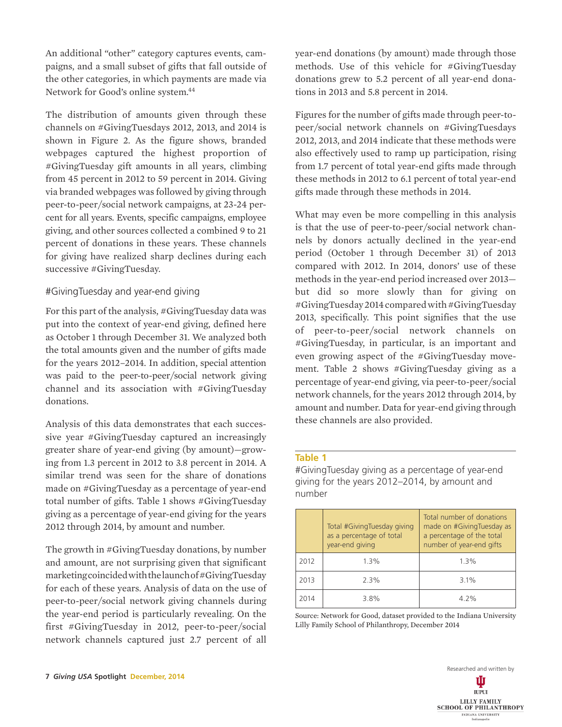An additional "other" category captures events, campaigns, and a small subset of gifts that fall outside of the other categories, in which payments are made via Network for Good's online system.[44]

The distribution of amounts given through these channels on #GivingTuesdays 2012, 2013, and 2014 is shown in Figure 2. As the figure shows, branded webpages captured the highest proportion of #GivingTuesday gift amounts in all years, climbing from 45 percent in 2012 to 59 percent in 2014. Giving via branded webpages was followed by giving through peer-to-peer/social network campaigns, at 23-24 percent for all years. Events, specific campaigns, employee giving, and other sources collected a combined 9 to 21 percent of donations in these years. These channels for giving have realized sharp declines during each successive #GivingTuesday.

## #GivingTuesday and year-end giving

For this part of the analysis, #GivingTuesday data was put into the context of year-end giving, defined here as October 1 through December 31. We analyzed both the total amounts given and the number of gifts made for the years 2012–2014. In addition, special attention was paid to the peer-to-peer/social network giving channel and its association with #GivingTuesday donations.

Analysis of this data demonstrates that each successive year #GivingTuesday captured an increasingly greater share of year-end giving (by amount)—growing from 1.3 percent in 2012 to 3.8 percent in 2014. A similar trend was seen for the share of donations made on #GivingTuesday as a percentage of year-end total number of gifts. Table 1 shows #GivingTuesday giving as a percentage of year-end giving for the years 2012 through 2014, by amount and number.

The growth in #GivingTuesday donations, by number and amount, are not surprising given that significant marketing coincided with the launch of #GivingTuesday for each of these years. Analysis of data on the use of peer-to-peer/social network giving channels during the year-end period is particularly revealing. On the first #GivingTuesday in 2012, peer-to-peer/social network channels captured just 2.7 percent of all year-end donations (by amount) made through those methods. Use of this vehicle for #GivingTuesday donations grew to 5.2 percent of all year-end donations in 2013 and 5.8 percent in 2014.

Figures for the number of gifts made through peer-to-peer/social network channels on #GivingTuesdays 2012, 2013, and 2014 indicate that these methods were also effectively used to ramp up participation, rising from 1.7 percent of total year-end gifts made through these methods in 2012 to 6.1 percent of total year-end gifts made through these methods in 2014.

What may even be more compelling in this analysis is that the use of peer-to-peer/social network channels by donors actually declined in the year-end period (October 1 through December 31) of 2013 compared with 2012. In 2014, donors' use of these methods in the year-end period increased over 2013—but did so more slowly than for giving on #GivingTuesday 2014 compared with #GivingTuesday 2013, specifically. This point signifies that the use of peer-to-peer/social network channels on #GivingTuesday, in particular, is an important and even growing aspect of the #GivingTuesday movement. Table 2 shows #GivingTuesday giving as a percentage of year-end giving, via peer-to-peer/social network channels, for the years 2012 through 2014, by amount and number. Data for year-end giving through these channels are also provided.

**Table 1**

#GivingTuesday giving as a percentage of year-end giving for the years 2012–2014, by amount and number

| | Total #GivingTuesday giving as a percentage of total year-end giving | Total number of donations made on #GivingTuesday as a percentage of the total number of year-end gifts |
|---|---|---|
| 2012 | 1.3% | 1.3% |
| 2013 | 2.3% | 3.1% |
| 2014 | 3.8% | 4.2% |

Source: Network for Good, dataset provided to the Indiana University Lilly Family School of Philanthropy, December 2014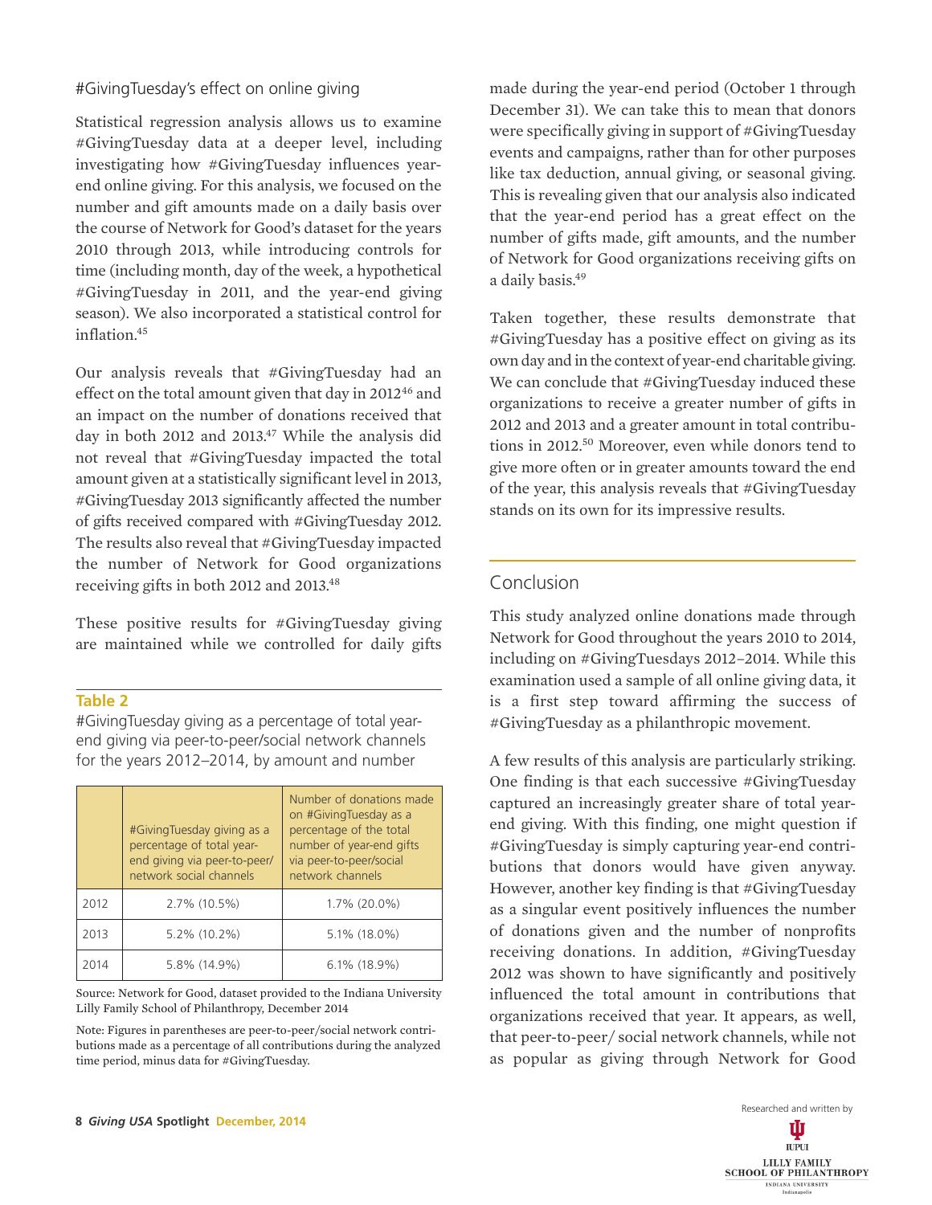## #GivingTuesday's effect on online giving

Statistical regression analysis allows us to examine #GivingTuesday data at a deeper level, including investigating how #GivingTuesday influences year-end online giving. For this analysis, we focused on the number and gift amounts made on a daily basis over the course of Network for Good's dataset for the years 2010 through 2013, while introducing controls for time (including month, day of the week, a hypothetical #GivingTuesday in 2011, and the year-end giving season). We also incorporated a statistical control for inflation.[45]

Our analysis reveals that #GivingTuesday had an effect on the total amount given that day in 2012[46] and an impact on the number of donations received that day in both 2012 and 2013.[47] While the analysis did not reveal that #GivingTuesday impacted the total amount given at a statistically significant level in 2013, #GivingTuesday 2013 significantly affected the number of gifts received compared with #GivingTuesday 2012. The results also reveal that #GivingTuesday impacted the number of Network for Good organizations receiving gifts in both 2012 and 2013.[48]

These positive results for #GivingTuesday giving are maintained while we controlled for daily gifts made during the year-end period (October 1 through December 31). We can take this to mean that donors were specifically giving in support of #GivingTuesday events and campaigns, rather than for other purposes like tax deduction, annual giving, or seasonal giving. This is revealing given that our analysis also indicated that the year-end period has a great effect on the number of gifts made, gift amounts, and the number of Network for Good organizations receiving gifts on a daily basis.[49]

Taken together, these results demonstrate that #GivingTuesday has a positive effect on giving as its own day and in the context of year-end charitable giving. We can conclude that #GivingTuesday induced these organizations to receive a greater number of gifts in 2012 and 2013 and a greater amount in total contributions in 2012.[50] Moreover, even while donors tend to give more often or in greater amounts toward the end of the year, this analysis reveals that #GivingTuesday stands on its own for its impressive results.

**Table 2**

#GivingTuesday giving as a percentage of total year-end giving via peer-to-peer/social network channels for the years 2012–2014, by amount and number

| | #GivingTuesday giving as a percentage of total year-end giving via peer-to-peer/network social channels | Number of donations made on #GivingTuesday as a percentage of the total number of year-end gifts via peer-to-peer/social network channels |
|---|---|---|
| 2012 | 2.7% (10.5%) | 1.7% (20.0%) |
| 2013 | 5.2% (10.2%) | 5.1% (18.0%) |
| 2014 | 5.8% (14.9%) | 6.1% (18.9%) |

Source: Network for Good, dataset provided to the Indiana University Lilly Family School of Philanthropy, December 2014

Note: Figures in parentheses are peer-to-peer/social network contributions made as a percentage of all contributions during the analyzed time period, minus data for #GivingTuesday.

## Conclusion

This study analyzed online donations made through Network for Good throughout the years 2010 to 2014, including on #GivingTuesdays 2012–2014. While this examination used a sample of all online giving data, it is a first step toward affirming the success of #GivingTuesday as a philanthropic movement.

A few results of this analysis are particularly striking. One finding is that each successive #GivingTuesday captured an increasingly greater share of total year-end giving. With this finding, one might question if #GivingTuesday is simply capturing year-end contributions that donors would have given anyway. However, another key finding is that #GivingTuesday as a singular event positively influences the number of donations given and the number of nonprofits receiving donations. In addition, #GivingTuesday 2012 was shown to have significantly and positively influenced the total amount in contributions that organizations received that year. It appears, as well, that peer-to-peer/ social network channels, while not as popular as giving through Network for Good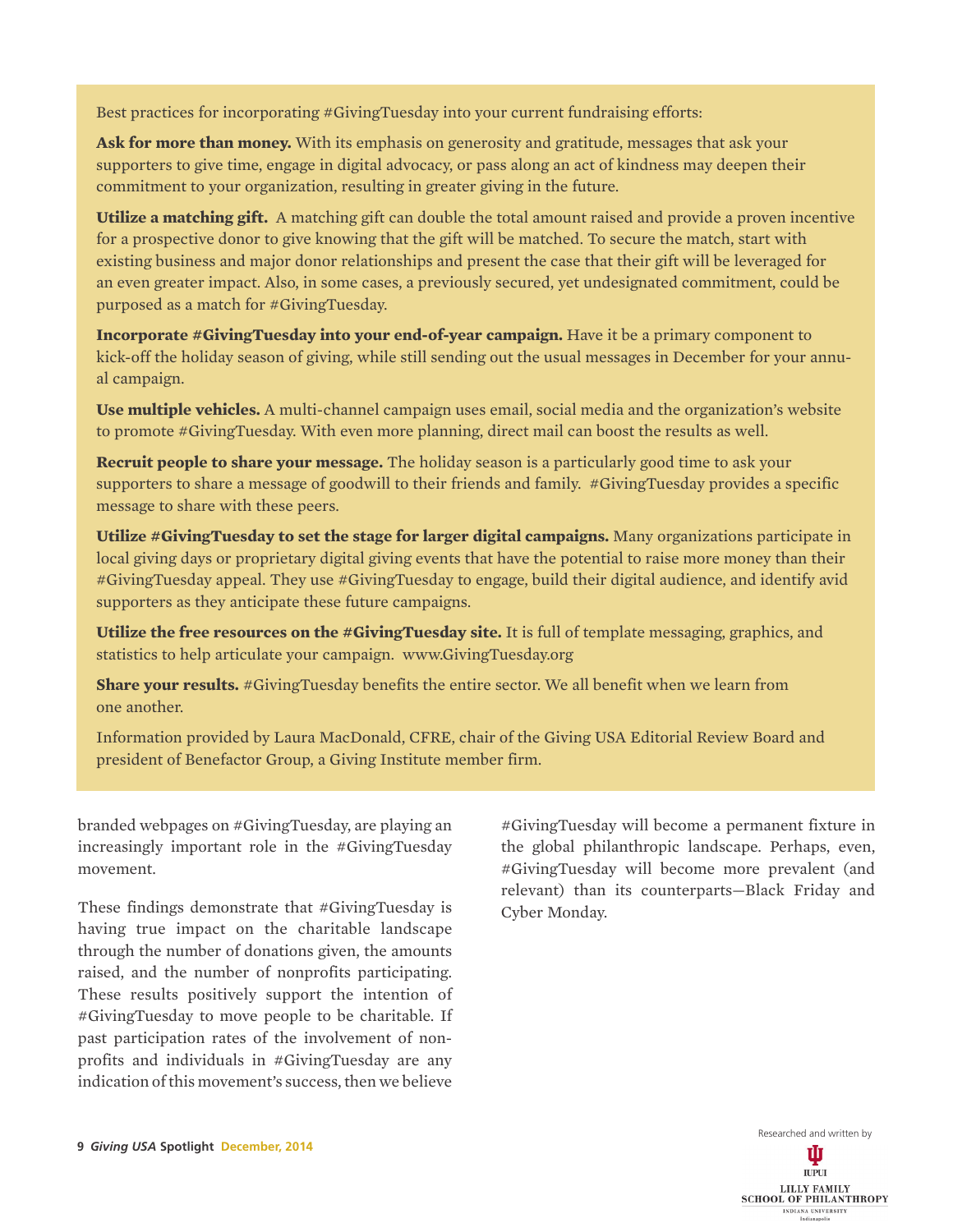Best practices for incorporating #GivingTuesday into your current fundraising efforts:

**Ask for more than money.** With its emphasis on generosity and gratitude, messages that ask your supporters to give time, engage in digital advocacy, or pass along an act of kindness may deepen their commitment to your organization, resulting in greater giving in the future.

**Utilize a matching gift.** A matching gift can double the total amount raised and provide a proven incentive for a prospective donor to give knowing that the gift will be matched. To secure the match, start with existing business and major donor relationships and present the case that their gift will be leveraged for an even greater impact. Also, in some cases, a previously secured, yet undesignated commitment, could be purposed as a match for #GivingTuesday.

**Incorporate #GivingTuesday into your end-of-year campaign.** Have it be a primary component to kick-off the holiday season of giving, while still sending out the usual messages in December for your annual campaign.

**Use multiple vehicles.** A multi-channel campaign uses email, social media and the organization's website to promote #GivingTuesday. With even more planning, direct mail can boost the results as well.

**Recruit people to share your message.** The holiday season is a particularly good time to ask your supporters to share a message of goodwill to their friends and family. #GivingTuesday provides a specific message to share with these peers.

**Utilize #GivingTuesday to set the stage for larger digital campaigns.** Many organizations participate in local giving days or proprietary digital giving events that have the potential to raise more money than their #GivingTuesday appeal. They use #GivingTuesday to engage, build their digital audience, and identify avid supporters as they anticipate these future campaigns.

**Utilize the free resources on the #GivingTuesday site.** It is full of template messaging, graphics, and statistics to help articulate your campaign. www.GivingTuesday.org

**Share your results.** #GivingTuesday benefits the entire sector. We all benefit when we learn from one another.

Information provided by Laura MacDonald, CFRE, chair of the Giving USA Editorial Review Board and president of Benefactor Group, a Giving Institute member firm.

branded webpages on #GivingTuesday, are playing an increasingly important role in the #GivingTuesday movement.

These findings demonstrate that #GivingTuesday is having true impact on the charitable landscape through the number of donations given, the amounts raised, and the number of nonprofits participating. These results positively support the intention of #GivingTuesday to move people to be charitable. If past participation rates of the involvement of nonprofits and individuals in #GivingTuesday are any indication of this movement's success, then we believe #GivingTuesday will become a permanent fixture in the global philanthropic landscape. Perhaps, even, #GivingTuesday will become more prevalent (and relevant) than its counterparts—Black Friday and Cyber Monday.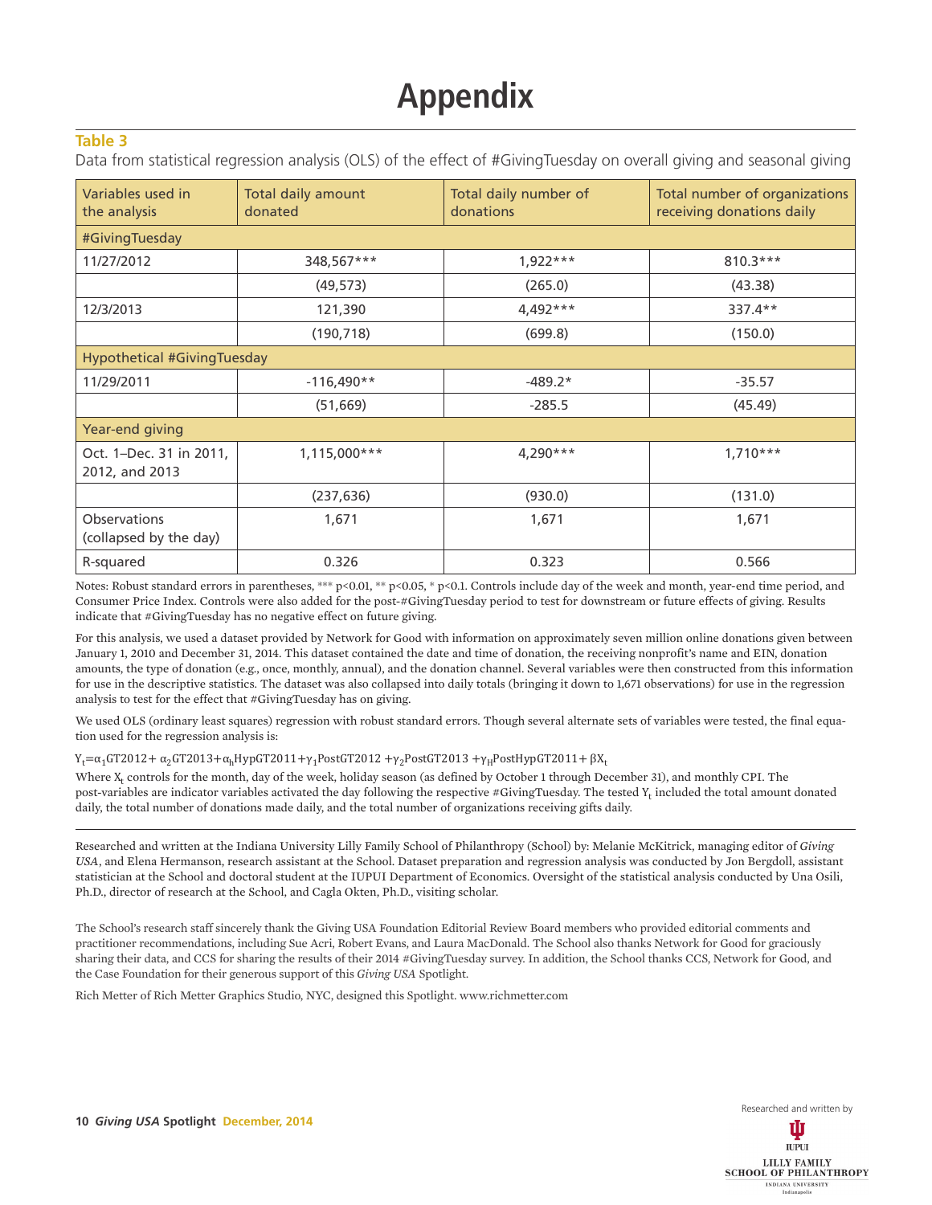# Appendix

**Table 3**

Data from statistical regression analysis (OLS) of the effect of #GivingTuesday on overall giving and seasonal giving

| Variables used in the analysis | Total daily amount donated | Total daily number of donations | Total number of organizations receiving donations daily |
|---|---|---|---|
| #GivingTuesday | | | |
| 11/27/2012 | 348,567*** | 1,922*** | 810.3*** |
| | (49,573) | (265.0) | (43.38) |
| 12/3/2013 | 121,390 | 4,492*** | 337.4** |
| | (190,718) | (699.8) | (150.0) |
| Hypothetical #GivingTuesday | | | |
| 11/29/2011 | -116,490** | -489.2* | -35.57 |
| | (51,669) | -285.5 | (45.49) |
| Year-end giving | | | |
| Oct. 1–Dec. 31 in 2011, 2012, and 2013 | 1,115,000*** | 4,290*** | 1,710*** |
| | (237,636) | (930.0) | (131.0) |
| Observations (collapsed by the day) | 1,671 | 1,671 | 1,671 |
| R-squared | 0.326 | 0.323 | 0.566 |

Notes: Robust standard errors in parentheses, *** p<0.01, ** p<0.05, * p<0.1. Controls include day of the week and month, year-end time period, and Consumer Price Index. Controls were also added for the post-#GivingTuesday period to test for downstream or future effects of giving. Results indicate that #GivingTuesday has no negative effect on future giving.

For this analysis, we used a dataset provided by Network for Good with information on approximately seven million online donations given between January 1, 2010 and December 31, 2014. This dataset contained the date and time of donation, the receiving nonprofit's name and EIN, donation amounts, the type of donation (e.g., once, monthly, annual), and the donation channel. Several variables were then constructed from this information for use in the descriptive statistics. The dataset was also collapsed into daily totals (bringing it down to 1,671 observations) for use in the regression analysis to test for the effect that #GivingTuesday has on giving.

We used OLS (ordinary least squares) regression with robust standard errors. Though several alternate sets of variables were tested, the final equation used for the regression analysis is:

$$Y_t = \alpha_1 GT2012 + \alpha_2 GT2013 + \alpha_h HypGT2011 + \gamma_1 PostGT2012 + \gamma_2 PostGT2013 + \gamma_H PostHypGT2011 + \beta X_t$$

Where $X_t$ controls for the month, day of the week, holiday season (as defined by October 1 through December 31), and monthly CPI. The post-variables are indicator variables activated the day following the respective #GivingTuesday. The tested $Y_t$ included the total amount donated daily, the total number of donations made daily, and the total number of organizations receiving gifts daily.

---

Researched and written at the Indiana University Lilly Family School of Philanthropy (School) by: Melanie McKitrick, managing editor of *Giving USA*, and Elena Hermanson, research assistant at the School. Dataset preparation and regression analysis was conducted by Jon Bergdoll, assistant statistician at the School and doctoral student at the IUPUI Department of Economics. Oversight of the statistical analysis conducted by Una Osili, Ph.D., director of research at the School, and Cagla Okten, Ph.D., visiting scholar.

The School's research staff sincerely thank the Giving USA Foundation Editorial Review Board members who provided editorial comments and practitioner recommendations, including Sue Acri, Robert Evans, and Laura MacDonald. The School also thanks Network for Good for graciously sharing their data, and CCS for sharing the results of their 2014 #GivingTuesday survey. In addition, the School thanks CCS, Network for Good, and the Case Foundation for their generous support of this *Giving USA* Spotlight.

Rich Metter of Rich Metter Graphics Studio, NYC, designed this Spotlight. www.richmetter.com

Researched and written by

IUPUI LILLY FAMILY SCHOOL OF PHILANTHROPY INDIANA UNIVERSITY Indianapolis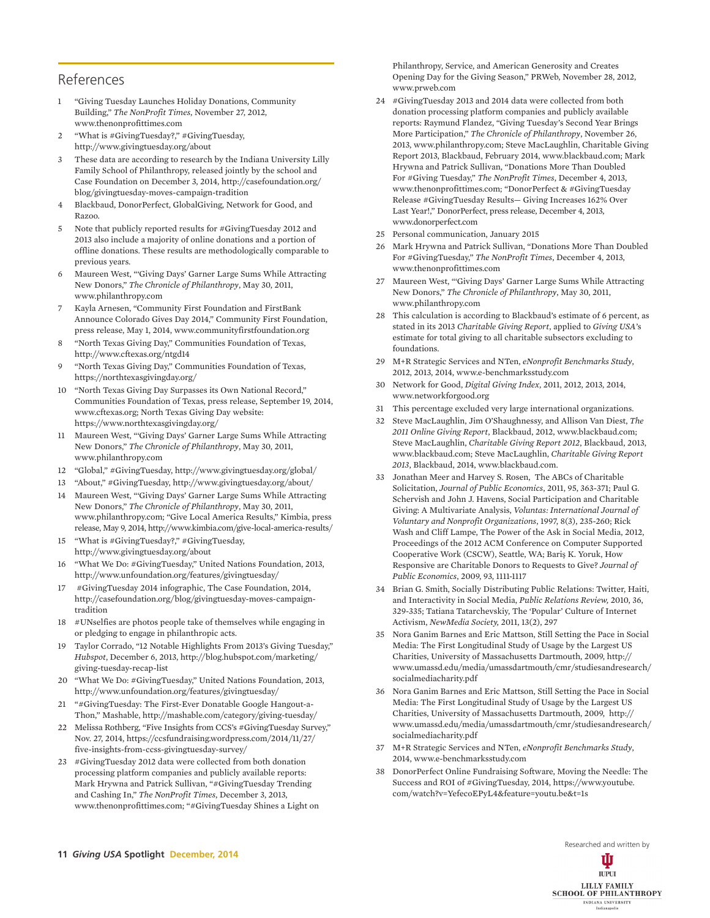## References

1. "Giving Tuesday Launches Holiday Donations, Community Building," *The NonProfit Times*, November 27, 2012, www.thenonprofittimes.com
2. "What is #GivingTuesday?," #GivingTuesday, http://www.givingtuesday.org/about
3. These data are according to research by the Indiana University Lilly Family School of Philanthropy, released jointly by the school and Case Foundation on December 3, 2014, http://casefoundation.org/blog/givingtuesday-moves-campaign-tradition
4. Blackbaud, DonorPerfect, GlobalGiving, Network for Good, and Razoo.
5. Note that publicly reported results for #GivingTuesday 2012 and 2013 also include a majority of online donations and a portion of offline donations. These results are methodologically comparable to previous years.
6. Maureen West, "'Giving Days' Garner Large Sums While Attracting New Donors," *The Chronicle of Philanthropy*, May 30, 2011, www.philanthropy.com
7. Kayla Arnesen, "Community First Foundation and FirstBank Announce Colorado Gives Day 2014," Community First Foundation, press release, May 1, 2014, www.communityfirstfoundation.org
8. "North Texas Giving Day," Communities Foundation of Texas, http://www.cftexas.org/ntgd14
9. "North Texas Giving Day," Communities Foundation of Texas, https://northtexasgivingday.org/
10. "North Texas Giving Day Surpasses its Own National Record," Communities Foundation of Texas, press release, September 19, 2014, www.cftexas.org; North Texas Giving Day website: https://www.northtexasgivingday.org/
11. Maureen West, "'Giving Days' Garner Large Sums While Attracting New Donors," *The Chronicle of Philanthropy*, May 30, 2011, www.philanthropy.com
12. "Global," #GivingTuesday, http://www.givingtuesday.org/global/
13. "About," #GivingTuesday, http://www.givingtuesday.org/about/
14. Maureen West, "'Giving Days' Garner Large Sums While Attracting New Donors," *The Chronicle of Philanthropy*, May 30, 2011, www.philanthropy.com; "Give Local America Results," Kimbia, press release, May 9, 2014, http://www.kimbia.com/give-local-america-results/
15. "What is #GivingTuesday?," #GivingTuesday, http://www.givingtuesday.org/about
16. "What We Do: #GivingTuesday," United Nations Foundation, 2013, http://www.unfoundation.org/features/givingtuesday/
17. #GivingTuesday 2014 infographic, The Case Foundation, 2014, http://casefoundation.org/blog/givingtuesday-moves-campaign-tradition
18. #UNselfies are photos people take of themselves while engaging in or pledging to engage in philanthropic acts.
19. Taylor Corrado, "12 Notable Highlights From 2013's Giving Tuesday," *Hubspot*, December 6, 2013, http://blog.hubspot.com/marketing/giving-tuesday-recap-list
20. "What We Do: #GivingTuesday," United Nations Foundation, 2013, http://www.unfoundation.org/features/givingtuesday/
21. "#GivingTuesday: The First-Ever Donatable Google Hangout-a-Thon," Mashable, http://mashable.com/category/giving-tuesday/
22. Melissa Rothberg, "Five Insights from CCS's #GivingTuesday Survey," Nov. 27, 2014, https://ccsfundraising.wordpress.com/2014/11/27/five-insights-from-ccss-givingtuesday-survey/
23. #GivingTuesday 2012 data were collected from both donation processing platform companies and publicly available reports: Mark Hrywna and Patrick Sullivan, "#GivingTuesday Trending and Cashing In," *The NonProfit Times*, December 3, 2013, www.thenonprofittimes.com; "#GivingTuesday Shines a Light on Philanthropy, Service, and American Generosity and Creates Opening Day for the Giving Season," PRWeb, November 28, 2012, www.prweb.com
24. #GivingTuesday 2013 and 2014 data were collected from both donation processing platform companies and publicly available reports: Raymund Flandez, "Giving Tuesday's Second Year Brings More Participation," *The Chronicle of Philanthropy*, November 26, 2013, www.philanthropy.com; Steve MacLaughlin, Charitable Giving Report 2013, Blackbaud, February 2014, www.blackbaud.com; Mark Hrywna and Patrick Sullivan, "Donations More Than Doubled For #Giving Tuesday," *The NonProfit Times*, December 4, 2013, www.thenonprofittimes.com; "DonorPerfect & #GivingTuesday Release #GivingTuesday Results— Giving Increases 162% Over Last Year!," DonorPerfect, press release, December 4, 2013, www.donorperfect.com
25. Personal communication, January 2015
26. Mark Hrywna and Patrick Sullivan, "Donations More Than Doubled For #GivingTuesday," *The NonProfit Times*, December 4, 2013, www.thenonprofittimes.com
27. Maureen West, "'Giving Days' Garner Large Sums While Attracting New Donors," *The Chronicle of Philanthropy*, May 30, 2011, www.philanthropy.com
28. This calculation is according to Blackbaud's estimate of 6 percent, as stated in its 2013 *Charitable Giving Report*, applied to *Giving USA*'s estimate for total giving to all charitable subsectors excluding to foundations.
29. M+R Strategic Services and NTen, *eNonprofit Benchmarks Study*, 2012, 2013, 2014, www.e-benchmarksstudy.com
30. Network for Good, *Digital Giving Index*, 2011, 2012, 2013, 2014, www.networkforgood.org
31. This percentage excluded very large international organizations.
32. Steve MacLaughlin, Jim O'Shaughnessy, and Allison Van Diest, *The 2011 Online Giving Report*, Blackbaud, 2012, www.blackbaud.com; Steve MacLaughlin, *Charitable Giving Report 2012*, Blackbaud, 2013, www.blackbaud.com; Steve MacLaughlin, *Charitable Giving Report 2013*, Blackbaud, 2014, www.blackbaud.com.
33. Jonathan Meer and Harvey S. Rosen, The ABCs of Charitable Solicitation, *Journal of Public Economics*, 2011, 95, 363-371; Paul G. Schervish and John J. Havens, Social Participation and Charitable Giving: A Multivariate Analysis, *Voluntas: International Journal of Voluntary and Nonprofit Organizations*, 1997, 8(3), 235-260; Rick Wash and Cliff Lampe, The Power of the Ask in Social Media, 2012, Proceedings of the 2012 ACM Conference on Computer Supported Cooperative Work (CSCW), Seattle, WA; Bariş K. Yoruk, How Responsive are Charitable Donors to Requests to Give? *Journal of Public Economics*, 2009, 93, 1111-1117
34. Brian G. Smith, Socially Distributing Public Relations: Twitter, Haiti, and Interactivity in Social Media, *Public Relations Review,* 2010, 36, 329-335; Tatiana Tatarchevskiy, The 'Popular' Culture of Internet Activism, *NewMedia Society,* 2011, 13(2), 297
35. Nora Ganim Barnes and Eric Mattson, Still Setting the Pace in Social Media: The First Longitudinal Study of Usage by the Largest US Charities, University of Massachusetts Dartmouth, 2009, http://www.umassd.edu/media/umassdartmouth/cmr/studiesandresearch/socialmediacharity.pdf
36. Nora Ganim Barnes and Eric Mattson, Still Setting the Pace in Social Media: The First Longitudinal Study of Usage by the Largest US Charities, University of Massachusetts Dartmouth, 2009, http://www.umassd.edu/media/umassdartmouth/cmr/studiesandresearch/socialmediacharity.pdf
37. M+R Strategic Services and NTen, *eNonprofit Benchmarks Study*, 2014, www.e-benchmarksstudy.com
38. DonorPerfect Online Fundraising Software, Moving the Needle: The Success and ROI of #GivingTuesday, 2014, https://www.youtube.com/watch?v=YefecoEPyL4&feature=youtu.be&t=1s

Researched and written by

IUPUI
LILLY FAMILY SCHOOL OF PHILANTHROPY
INDIANA UNIVERSITY
Indianapolis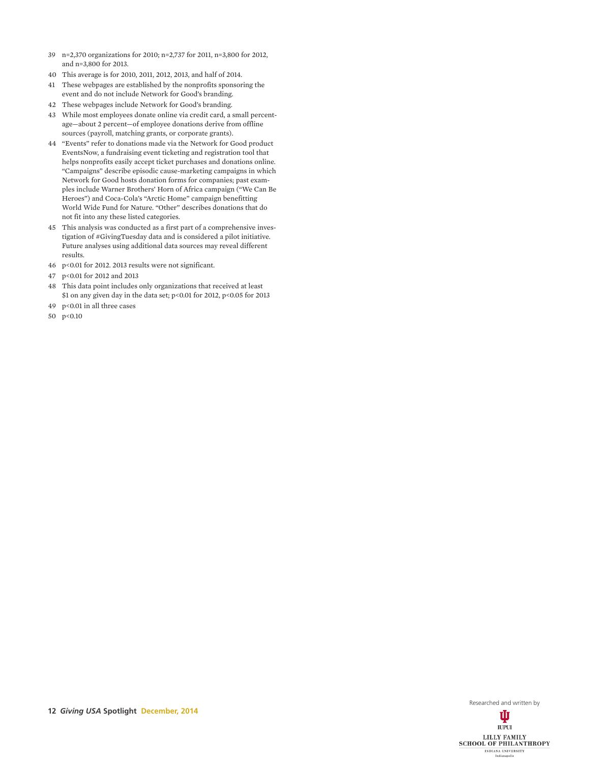39 n=2,370 organizations for 2010; n=2,737 for 2011, n=3,800 for 2012, and n=3,800 for 2013.

40 This average is for 2010, 2011, 2012, 2013, and half of 2014.

41 These webpages are established by the nonprofits sponsoring the event and do not include Network for Good's branding.

42 These webpages include Network for Good's branding.

43 While most employees donate online via credit card, a small percentage—about 2 percent—of employee donations derive from offline sources (payroll, matching grants, or corporate grants).

44 "Events" refer to donations made via the Network for Good product EventsNow, a fundraising event ticketing and registration tool that helps nonprofits easily accept ticket purchases and donations online. "Campaigns" describe episodic cause-marketing campaigns in which Network for Good hosts donation forms for companies; past examples include Warner Brothers' Horn of Africa campaign ("We Can Be Heroes") and Coca-Cola's "Arctic Home" campaign benefitting World Wide Fund for Nature. "Other" describes donations that do not fit into any these listed categories.

45 This analysis was conducted as a first part of a comprehensive investigation of #GivingTuesday data and is considered a pilot initiative. Future analyses using additional data sources may reveal different results.

46 $p<0.01$ for 2012. 2013 results were not significant.

47 $p<0.01$ for 2012 and 2013

48 This data point includes only organizations that received at least $1 on any given day in the data set; $p<0.01$ for 2012, $p<0.05$ for 2013

49 $p<0.01$ in all three cases

50 $p<0.10$

Researched and written by

IUPUI

LILLY FAMILY SCHOOL OF PHILANTHROPY

INDIANA UNIVERSITY Indianapolis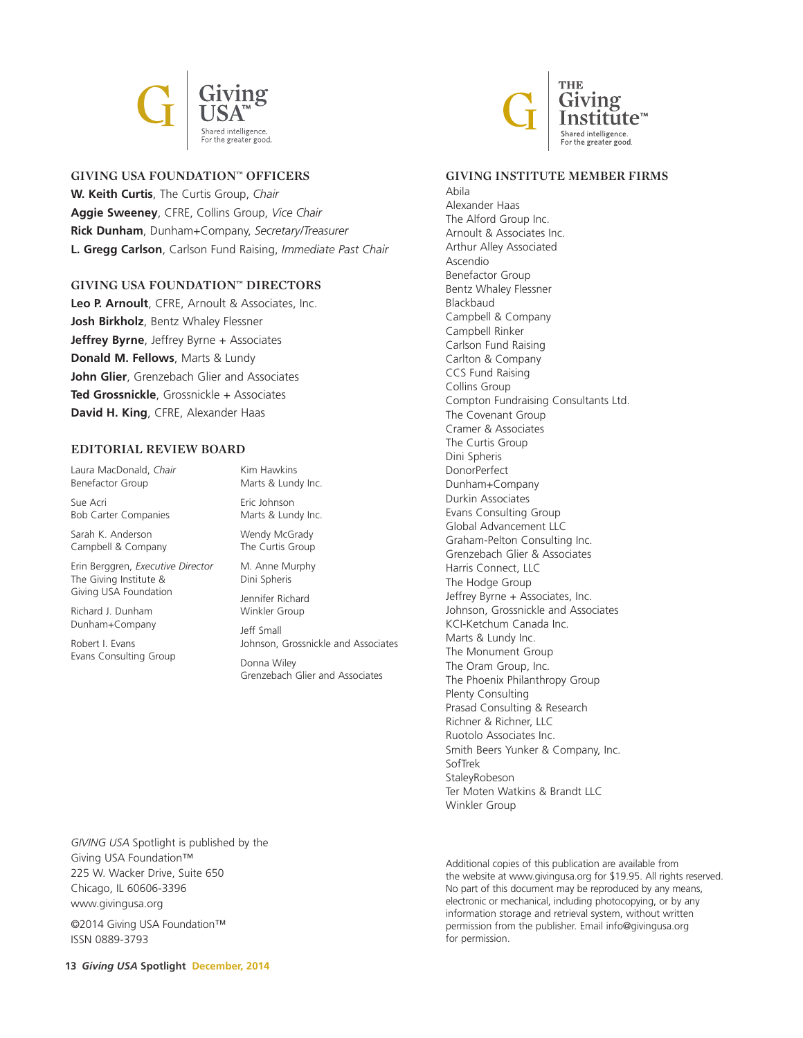Giving USA™

Shared intelligence.
For the greater good.

## GIVING USA FOUNDATION™ OFFICERS

**W. Keith Curtis**, The Curtis Group, *Chair*
**Aggie Sweeney**, CFRE, Collins Group, *Vice Chair*
**Rick Dunham**, Dunham+Company, *Secretary/Treasurer*
**L. Gregg Carlson**, Carlson Fund Raising, *Immediate Past Chair*

## GIVING USA FOUNDATION™ DIRECTORS

**Leo P. Arnoult**, CFRE, Arnoult & Associates, Inc.
**Josh Birkholz**, Bentz Whaley Flessner
**Jeffrey Byrne**, Jeffrey Byrne + Associates
**Donald M. Fellows**, Marts & Lundy
**John Glier**, Grenzebach Glier and Associates
**Ted Grossnickle**, Grossnickle + Associates
**David H. King**, CFRE, Alexander Haas

## EDITORIAL REVIEW BOARD

Laura MacDonald, *Chair*
Benefactor Group

Sue Acri
Bob Carter Companies

Sarah K. Anderson
Campbell & Company

Erin Berggren, *Executive Director*
The Giving Institute &
Giving USA Foundation

Richard J. Dunham
Dunham+Company

Robert I. Evans
Evans Consulting Group

Kim Hawkins
Marts & Lundy Inc.

Eric Johnson
Marts & Lundy Inc.

Wendy McGrady
The Curtis Group

M. Anne Murphy
Dini Spheris

Jennifer Richard
Winkler Group

Jeff Small
Johnson, Grossnickle and Associates

Donna Wiley
Grenzebach Glier and Associates

*GIVING USA* Spotlight is published by the
Giving USA Foundation™
225 W. Wacker Drive, Suite 650
Chicago, IL 60606-3396
www.givingusa.org

©2014 Giving USA Foundation™
ISSN 0889-3793

THE Giving Institute™

Shared intelligence.
For the greater good.

## GIVING INSTITUTE MEMBER FIRMS

Abila
Alexander Haas
The Alford Group Inc.
Arnoult & Associates Inc.
Arthur Alley Associated
Ascendio
Benefactor Group
Bentz Whaley Flessner
Blackbaud
Campbell & Company
Campbell Rinker
Carlson Fund Raising
Carlton & Company
CCS Fund Raising
Collins Group
Compton Fundraising Consultants Ltd.
The Covenant Group
Cramer & Associates
The Curtis Group
Dini Spheris
DonorPerfect
Dunham+Company
Durkin Associates
Evans Consulting Group
Global Advancement LLC
Graham-Pelton Consulting Inc.
Grenzebach Glier & Associates
Harris Connect, LLC
The Hodge Group
Jeffrey Byrne + Associates, Inc.
Johnson, Grossnickle and Associates
KCI-Ketchum Canada Inc.
Marts & Lundy Inc.
The Monument Group
The Oram Group, Inc.
The Phoenix Philanthropy Group
Plenty Consulting
Prasad Consulting & Research
Richner & Richner, LLC
Ruotolo Associates Inc.
Smith Beers Yunker & Company, Inc.
SofTrek
StaleyRobeson
Ter Moten Watkins & Brandt LLC
Winkler Group

Additional copies of this publication are available from the website at www.givingusa.org for $19.95. All rights reserved. No part of this document may be reproduced by any means, electronic or mechanical, including photocopying, or by any information storage and retrieval system, without written permission from the publisher. Email info@givingusa.org for permission.